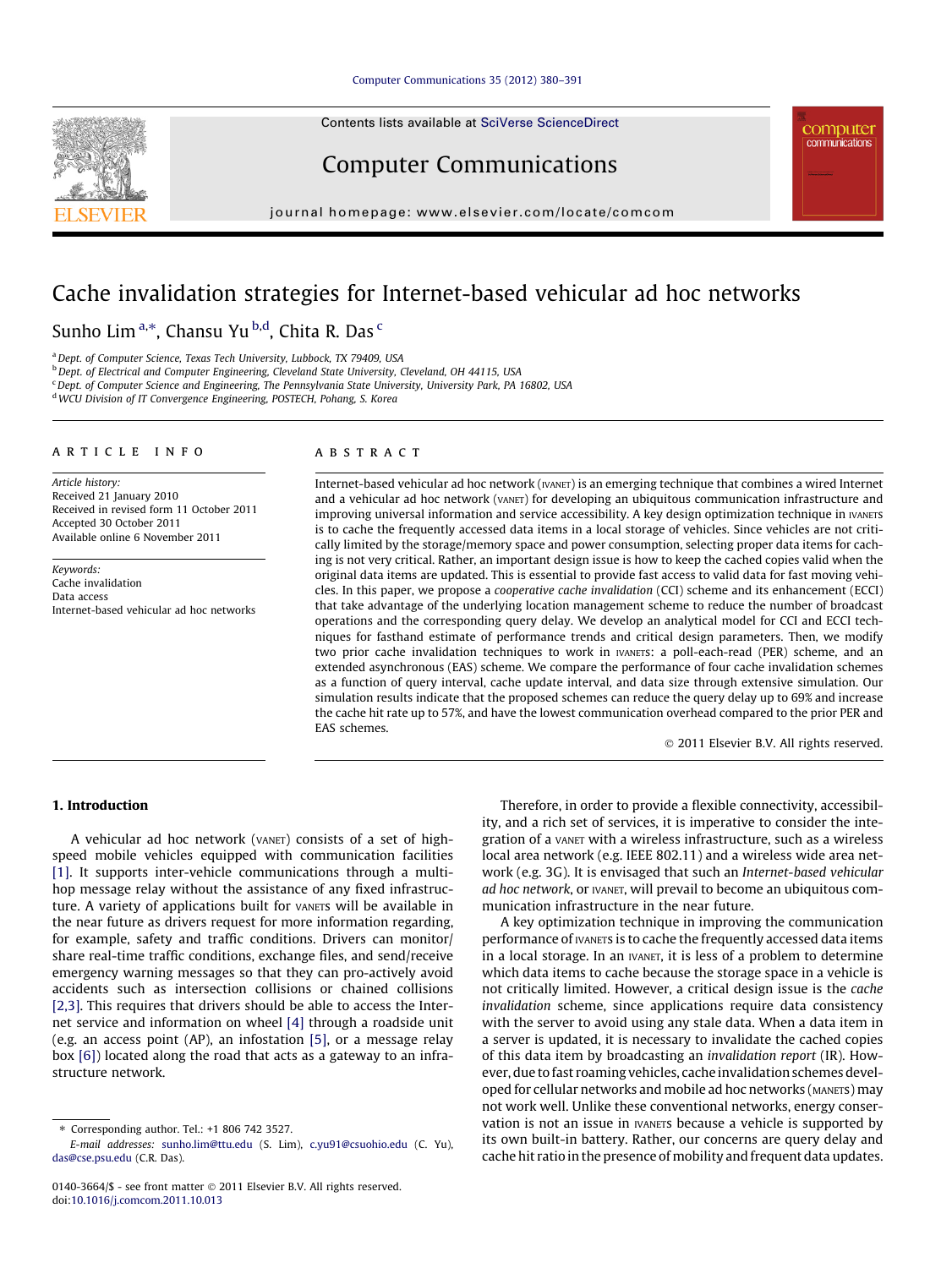Contents lists available at SciVerse ScienceDirect

Computer Communications

journal homepage: www.elsevier.com/locate/comcom

# Cache invalidation strategies for Internet-based vehicular ad hoc networks

Sunho Lim [a,*], Chansu Yu [b,d], Chita R. Das [c]

[a] Dept. of Computer Science, Texas Tech University, Lubbock, TX 79409, USA
[b] Dept. of Electrical and Computer Engineering, Cleveland State University, Cleveland, OH 44115, USA
[c] Dept. of Computer Science and Engineering, The Pennsylvania State University, University Park, PA 16802, USA
[d] WCU Division of IT Convergence Engineering, POSTECH, Pohang, S. Korea

**ARTICLE INFO**

*Article history:*
Received 21 January 2010
Received in revised form 11 October 2011
Accepted 30 October 2011
Available online 6 November 2011

*Keywords:*
Cache invalidation
Data access
Internet-based vehicular ad hoc networks

**ABSTRACT**

Internet-based vehicular ad hoc network (IVANET) is an emerging technique that combines a wired Internet and a vehicular ad hoc network (VANET) for developing an ubiquitous communication infrastructure and improving universal information and service accessibility. A key design optimization technique in IVANETS is to cache the frequently accessed data items in a local storage of vehicles. Since vehicles are not critically limited by the storage/memory space and power consumption, selecting proper data items for caching is not very critical. Rather, an important design issue is how to keep the cached copies valid when the original data items are updated. This is essential to provide fast access to valid data for fast moving vehicles. In this paper, we propose a *cooperative cache invalidation* (CCI) scheme and its enhancement (ECCI) that take advantage of the underlying location management scheme to reduce the number of broadcast operations and the corresponding query delay. We develop an analytical model for CCI and ECCI techniques for fasthand estimate of performance trends and critical design parameters. Then, we modify two prior cache invalidation techniques to work in IVANETS: a poll-each-read (PER) scheme, and an extended asynchronous (EAS) scheme. We compare the performance of four cache invalidation schemes as a function of query interval, cache update interval, and data size through extensive simulation. Our simulation results indicate that the proposed schemes can reduce the query delay up to 69% and increase the cache hit rate up to 57%, and have the lowest communication overhead compared to the prior PER and EAS schemes.

© 2011 Elsevier B.V. All rights reserved.

## 1. Introduction

A vehicular ad hoc network (VANET) consists of a set of high-speed mobile vehicles equipped with communication facilities [1]. It supports inter-vehicle communications through a multi-hop message relay without the assistance of any fixed infrastructure. A variety of applications built for VANETS will be available in the near future as drivers request for more information regarding, for example, safety and traffic conditions. Drivers can monitor/share real-time traffic conditions, exchange files, and send/receive emergency warning messages so that they can pro-actively avoid accidents such as intersection collisions or chained collisions [2,3]. This requires that drivers should be able to access the Internet service and information on wheel [4] through a roadside unit (e.g. an access point (AP), an infostation [5], or a message relay box [6]) located along the road that acts as a gateway to an infrastructure network.

Therefore, in order to provide a flexible connectivity, accessibility, and a rich set of services, it is imperative to consider the integration of a VANET with a wireless infrastructure, such as a wireless local area network (e.g. IEEE 802.11) and a wireless wide area network (e.g. 3G). It is envisaged that such an *Internet-based vehicular ad hoc network*, or IVANET, will prevail to become an ubiquitous communication infrastructure in the near future.

A key optimization technique in improving the communication performance of IVANETS is to cache the frequently accessed data items in a local storage. In an IVANET, it is less of a problem to determine which data items to cache because the storage space in a vehicle is not critically limited. However, a critical design issue is the *cache invalidation* scheme, since applications require data consistency with the server to avoid using any stale data. When a data item in a server is updated, it is necessary to invalidate the cached copies of this data item by broadcasting an *invalidation report* (IR). However, due to fast roaming vehicles, cache invalidation schemes developed for cellular networks and mobile ad hoc networks (MANETS) may not work well. Unlike these conventional networks, energy conservation is not an issue in IVANETS because a vehicle is supported by its own built-in battery. Rather, our concerns are query delay and cache hit ratio in the presence of mobility and frequent data updates.

* Corresponding author. Tel.: +1 806 742 3527.
*E-mail addresses:* sunho.lim@ttu.edu (S. Lim), c.yu91@csuohio.edu (C. Yu), das@cse.psu.edu (C.R. Das).

0140-3664/$ - see front matter © 2011 Elsevier B.V. All rights reserved.
doi:10.1016/j.comcom.2011.10.013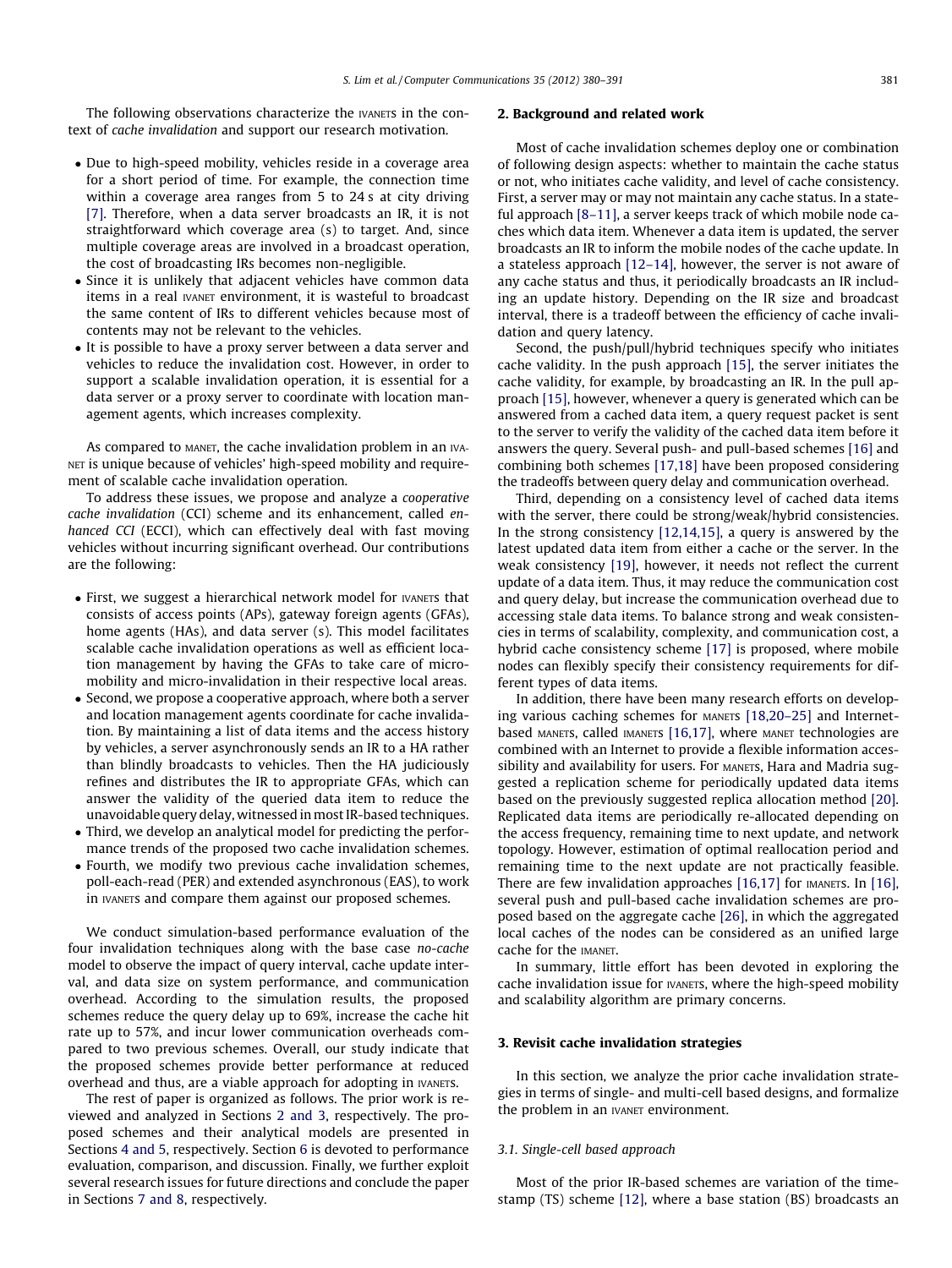The following observations characterize the IVANETs in the context of *cache invalidation* and support our research motivation.

- Due to high-speed mobility, vehicles reside in a coverage area for a short period of time. For example, the connection time within a coverage area ranges from 5 to 24 s at city driving [7]. Therefore, when a data server broadcasts an IR, it is not straightforward which coverage area (s) to target. And, since multiple coverage areas are involved in a broadcast operation, the cost of broadcasting IRs becomes non-negligible.
- Since it is unlikely that adjacent vehicles have common data items in a real IVANET environment, it is wasteful to broadcast the same content of IRs to different vehicles because most of contents may not be relevant to the vehicles.
- It is possible to have a proxy server between a data server and vehicles to reduce the invalidation cost. However, in order to support a scalable invalidation operation, it is essential for a data server or a proxy server to coordinate with location management agents, which increases complexity.

As compared to MANET, the cache invalidation problem in an IVANET is unique because of vehicles' high-speed mobility and requirement of scalable cache invalidation operation.

To address these issues, we propose and analyze a *cooperative cache invalidation* (CCI) scheme and its enhancement, called *enhanced CCI* (ECCI), which can effectively deal with fast moving vehicles without incurring significant overhead. Our contributions are the following:

- First, we suggest a hierarchical network model for IVANETs that consists of access points (APs), gateway foreign agents (GFAs), home agents (HAs), and data server (s). This model facilitates scalable cache invalidation operations as well as efficient location management by having the GFAs to take care of micro-mobility and micro-invalidation in their respective local areas.
- Second, we propose a cooperative approach, where both a server and location management agents coordinate for cache invalidation. By maintaining a list of data items and the access history by vehicles, a server asynchronously sends an IR to a HA rather than blindly broadcasts to vehicles. Then the HA judiciously refines and distributes the IR to appropriate GFAs, which can answer the validity of the queried data item to reduce the unavoidable query delay, witnessed in most IR-based techniques.
- Third, we develop an analytical model for predicting the performance trends of the proposed two cache invalidation schemes.
- Fourth, we modify two previous cache invalidation schemes, poll-each-read (PER) and extended asynchronous (EAS), to work in IVANETs and compare them against our proposed schemes.

We conduct simulation-based performance evaluation of the four invalidation techniques along with the base case *no-cache* model to observe the impact of query interval, cache update interval, and data size on system performance, and communication overhead. According to the simulation results, the proposed schemes reduce the query delay up to 69%, increase the cache hit rate up to 57%, and incur lower communication overheads compared to two previous schemes. Overall, our study indicate that the proposed schemes provide better performance at reduced overhead and thus, are a viable approach for adopting in IVANETs.

The rest of paper is organized as follows. The prior work is reviewed and analyzed in Sections 2 and 3, respectively. The proposed schemes and their analytical models are presented in Sections 4 and 5, respectively. Section 6 is devoted to performance evaluation, comparison, and discussion. Finally, we further exploit several research issues for future directions and conclude the paper in Sections 7 and 8, respectively.

## 2. Background and related work

Most of cache invalidation schemes deploy one or combination of following design aspects: whether to maintain the cache status or not, who initiates cache validity, and level of cache consistency. First, a server may or may not maintain any cache status. In a stateful approach [8–11], a server keeps track of which mobile node caches which data item. Whenever a data item is updated, the server broadcasts an IR to inform the mobile nodes of the cache update. In a stateless approach [12–14], however, the server is not aware of any cache status and thus, it periodically broadcasts an IR including an update history. Depending on the IR size and broadcast interval, there is a tradeoff between the efficiency of cache invalidation and query latency.

Second, the push/pull/hybrid techniques specify who initiates cache validity. In the push approach [15], the server initiates the cache validity, for example, by broadcasting an IR. In the pull approach [15], however, whenever a query is generated which can be answered from a cached data item, a query request packet is sent to the server to verify the validity of the cached data item before it answers the query. Several push- and pull-based schemes [16] and combining both schemes [17,18] have been proposed considering the tradeoffs between query delay and communication overhead.

Third, depending on a consistency level of cached data items with the server, there could be strong/weak/hybrid consistencies. In the strong consistency [12,14,15], a query is answered by the latest updated data item from either a cache or the server. In the weak consistency [19], however, it needs not reflect the current update of a data item. Thus, it may reduce the communication cost and query delay, but increase the communication overhead due to accessing stale data items. To balance strong and weak consistencies in terms of scalability, complexity, and communication cost, a hybrid cache consistency scheme [17] is proposed, where mobile nodes can flexibly specify their consistency requirements for different types of data items.

In addition, there have been many research efforts on developing various caching schemes for MANETs [18,20–25] and Internet-based MANETs, called IMANETs [16,17], where MANET technologies are combined with an Internet to provide a flexible information accessibility and availability for users. For MANETs, Hara and Madria suggested a replication scheme for periodically updated data items based on the previously suggested replica allocation method [20]. Replicated data items are periodically re-allocated depending on the access frequency, remaining time to next update, and network topology. However, estimation of optimal reallocation period and remaining time to the next update are not practically feasible. There are few invalidation approaches [16,17] for IMANETs. In [16], several push and pull-based cache invalidation schemes are proposed based on the aggregate cache [26], in which the aggregated local caches of the nodes can be considered as an unified large cache for the IMANET.

In summary, little effort has been devoted in exploring the cache invalidation issue for IVANETs, where the high-speed mobility and scalability algorithm are primary concerns.

## 3. Revisit cache invalidation strategies

In this section, we analyze the prior cache invalidation strategies in terms of single- and multi-cell based designs, and formalize the problem in an IVANET environment.

### 3.1. Single-cell based approach

Most of the prior IR-based schemes are variation of the timestamp (TS) scheme [12], where a base station (BS) broadcasts an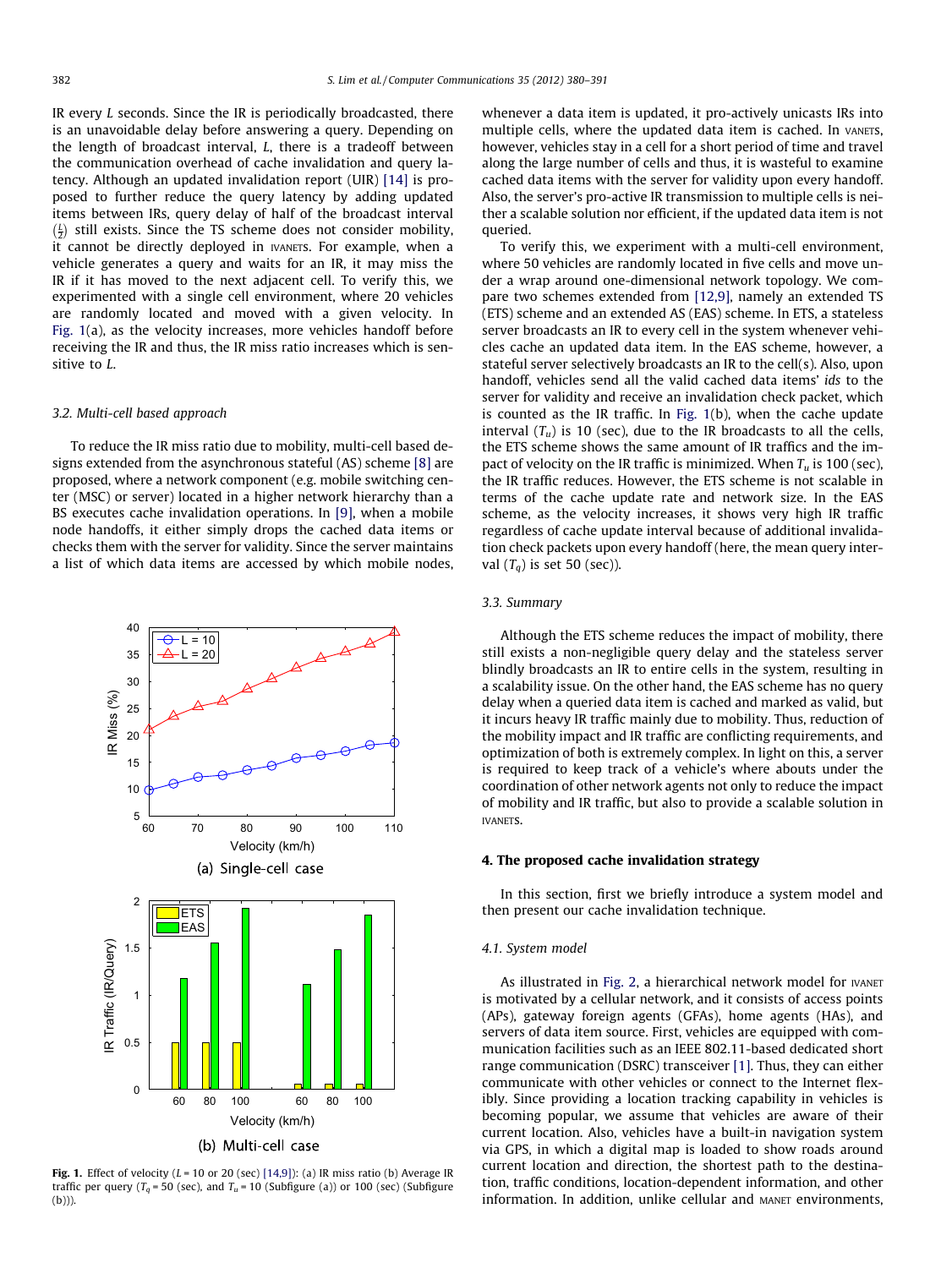IR every L seconds. Since the IR is periodically broadcasted, there is an unavoidable delay before answering a query. Depending on the length of broadcast interval, L, there is a tradeoff between the communication overhead of cache invalidation and query latency. Although an updated invalidation report (UIR) [14] is proposed to further reduce the query latency by adding updated items between IRs, query delay of half of the broadcast interval $(\frac{L}{2})$ still exists. Since the TS scheme does not consider mobility, it cannot be directly deployed in IVANETs. For example, when a vehicle generates a query and waits for an IR, it may miss the IR if it has moved to the next adjacent cell. To verify this, we experimented with a single cell environment, where 20 vehicles are randomly located and moved with a given velocity. In Fig. 1(a), as the velocity increases, more vehicles handoff before receiving the IR and thus, the IR miss ratio increases which is sensitive to L.

### 3.2. Multi-cell based approach

To reduce the IR miss ratio due to mobility, multi-cell based designs extended from the asynchronous stateful (AS) scheme [8] are proposed, where a network component (e.g. mobile switching center (MSC) or server) located in a higher network hierarchy than a BS executes cache invalidation operations. In [9], when a mobile node handoffs, it either simply drops the cached data items or checks them with the server for validity. Since the server maintains a list of which data items are accessed by which mobile nodes, whenever a data item is updated, it pro-actively unicasts IRs into multiple cells, where the updated data item is cached. In VANETs, however, vehicles stay in a cell for a short period of time and travel along the large number of cells and thus, it is wasteful to examine cached data items with the server for validity upon every handoff. Also, the server's pro-active IR transmission to multiple cells is neither a scalable solution nor efficient, if the updated data item is not queried.

To verify this, we experiment with a multi-cell environment, where 50 vehicles are randomly located in five cells and move under a wrap around one-dimensional network topology. We compare two schemes extended from [12,9], namely an extended TS (ETS) scheme and an extended AS (EAS) scheme. In ETS, a stateless server broadcasts an IR to every cell in the system whenever vehicles cache an updated data item. In the EAS scheme, however, a stateful server selectively broadcasts an IR to the cell(s). Also, upon handoff, vehicles send all the valid cached data items' *ids* to the server for validity and receive an invalidation check packet, which is counted as the IR traffic. In Fig. 1(b), when the cache update interval ($T_u$) is 10 (sec), due to the IR broadcasts to all the cells, the ETS scheme shows the same amount of IR traffics and the impact of velocity on the IR traffic is minimized. When $T_u$ is 100 (sec), the IR traffic reduces. However, the ETS scheme is not scalable in terms of the cache update rate and network size. In the EAS scheme, as the velocity increases, it shows very high IR traffic regardless of cache update interval because of additional invalidation check packets upon every handoff (here, the mean query interval ($T_q$) is set 50 (sec)).

Fig. 1. Effect of velocity ($L$ = 10 or 20 (sec) [14,9]): (a) IR miss ratio (b) Average IR traffic per query ($T_q$ = 50 (sec), and $T_u$ = 10 (Subfigure (a)) or 100 (sec) (Subfigure (b))).

### 3.3. Summary

Although the ETS scheme reduces the impact of mobility, there still exists a non-negligible query delay and the stateless server blindly broadcasts an IR to entire cells in the system, resulting in a scalability issue. On the other hand, the EAS scheme has no query delay when a queried data item is cached and marked as valid, but it incurs heavy IR traffic mainly due to mobility. Thus, reduction of the mobility impact and IR traffic are conflicting requirements, and optimization of both is extremely complex. In light on this, a server is required to keep track of a vehicle's where abouts under the coordination of other network agents not only to reduce the impact of mobility and IR traffic, but also to provide a scalable solution in IVANETs.

## 4. The proposed cache invalidation strategy

In this section, first we briefly introduce a system model and then present our cache invalidation technique.

### 4.1. System model

As illustrated in Fig. 2, a hierarchical network model for IVANET is motivated by a cellular network, and it consists of access points (APs), gateway foreign agents (GFAs), home agents (HAs), and servers of data item source. First, vehicles are equipped with communication facilities such as an IEEE 802.11-based dedicated short range communication (DSRC) transceiver [1]. Thus, they can either communicate with other vehicles or connect to the Internet flexibly. Since providing a location tracking capability in vehicles is becoming popular, we assume that vehicles are aware of their current location. Also, vehicles have a built-in navigation system via GPS, in which a digital map is loaded to show roads around current location and direction, the shortest path to the destination, traffic conditions, location-dependent information, and other information. In addition, unlike cellular and MANET environments,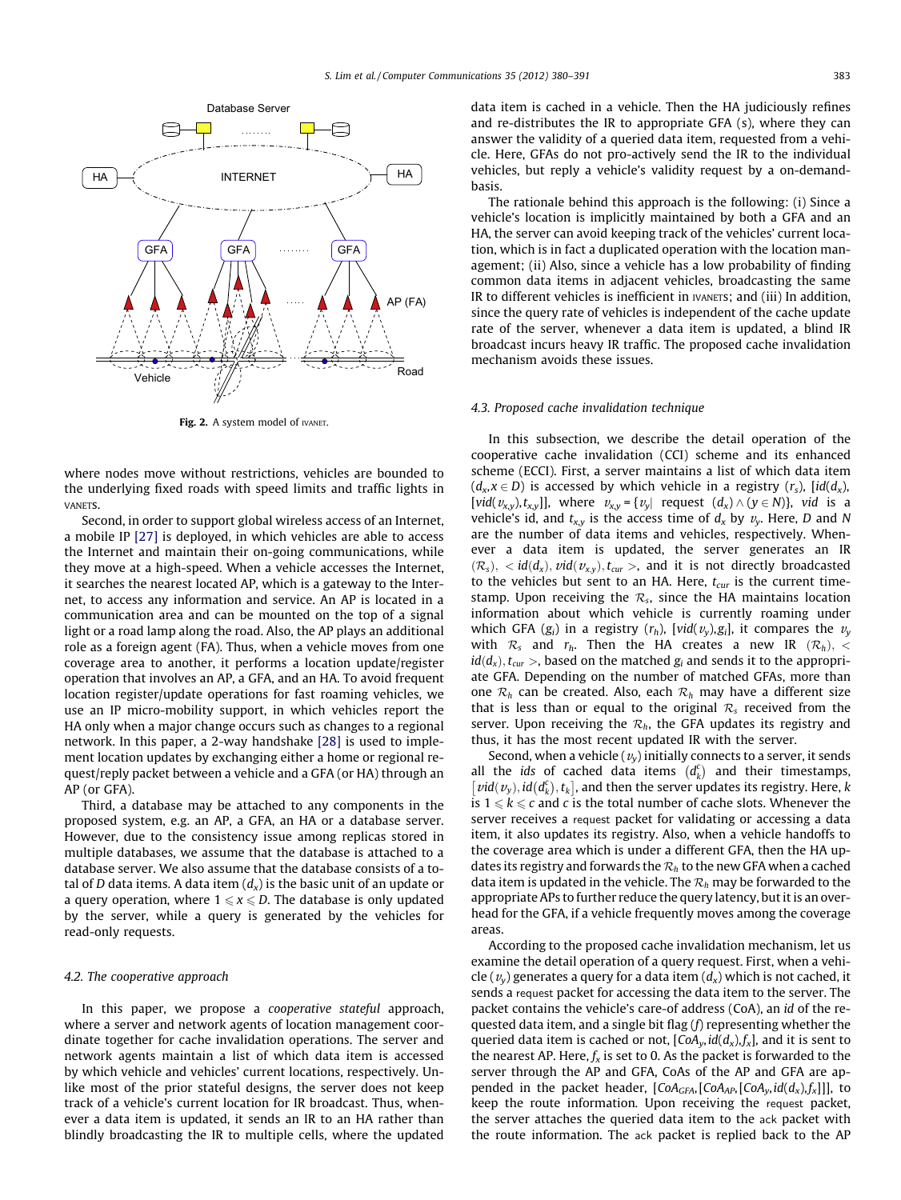Fig. 2. A system model of IVANET.

where nodes move without restrictions, vehicles are bounded to the underlying fixed roads with speed limits and traffic lights in VANETs.

Second, in order to support global wireless access of an Internet, a mobile IP [27] is deployed, in which vehicles are able to access the Internet and maintain their on-going communications, while they move at a high-speed. When a vehicle accesses the Internet, it searches the nearest located AP, which is a gateway to the Internet, to access any information and service. An AP is located in a communication area and can be mounted on the top of a signal light or a road lamp along the road. Also, the AP plays an additional role as a foreign agent (FA). Thus, when a vehicle moves from one coverage area to another, it performs a location update/register operation that involves an AP, a GFA, and an HA. To avoid frequent location register/update operations for fast roaming vehicles, we use an IP micro-mobility support, in which vehicles report the HA only when a major change occurs such as changes to a regional network. In this paper, a 2-way handshake [28] is used to implement location updates by exchanging either a home or regional request/reply packet between a vehicle and a GFA (or HA) through an AP (or GFA).

Third, a database may be attached to any components in the proposed system, e.g. an AP, a GFA, an HA or a database server. However, due to the consistency issue among replicas stored in multiple databases, we assume that the database is attached to a database server. We also assume that the database consists of a total of $D$ data items. A data item ($d_x$) is the basic unit of an update or a query operation, where $1 \leqslant x \leqslant D$. The database is only updated by the server, while a query is generated by the vehicles for read-only requests.

### 4.2. The cooperative approach

In this paper, we propose a *cooperative stateful* approach, where a server and network agents of location management coordinate together for cache invalidation operations. The server and network agents maintain a list of which data item is accessed by which vehicle and vehicles' current locations, respectively. Unlike most of the prior stateful designs, the server does not keep track of a vehicle's current location for IR broadcast. Thus, whenever a data item is updated, it sends an IR to an HA rather than blindly broadcasting the IR to multiple cells, where the updated data item is cached in a vehicle. Then the HA judiciously refines and re-distributes the IR to appropriate GFA (s), where they can answer the validity of a queried data item, requested from a vehicle. Here, GFAs do not pro-actively send the IR to the individual vehicles, but reply a vehicle's validity request by a on-demand-basis.

The rationale behind this approach is the following: (i) Since a vehicle's location is implicitly maintained by both a GFA and an HA, the server can avoid keeping track of the vehicles' current location, which is in fact a duplicated operation with the location management; (ii) Also, since a vehicle has a low probability of finding common data items in adjacent vehicles, broadcasting the same IR to different vehicles is inefficient in IVANETs; and (iii) In addition, since the query rate of vehicles is independent of the cache update rate of the server, whenever a data item is updated, a blind IR broadcast incurs heavy IR traffic. The proposed cache invalidation mechanism avoids these issues.

### 4.3. Proposed cache invalidation technique

In this subsection, we describe the detail operation of the cooperative cache invalidation (CCI) scheme and its enhanced scheme (ECCI). First, a server maintains a list of which data item ($d_x, x \in D$) is accessed by which vehicle in a registry ($r_s$), [$id(d_x)$, [$vid(v_{x,y}), t_{x,y}$]], where $v_{x,y} = \{v_y|$ request $(d_x) \wedge (y \in N)\}$, *vid* is a vehicle's id, and $t_{x,y}$ is the access time of $d_x$ by $v_y$. Here, $D$ and $N$ are the number of data items and vehicles, respectively. Whenever a data item is updated, the server generates an IR ($\mathcal{R}_s$), $< id(d_x), vid(v_{x,y}), t_{cur} >$, and it is not directly broadcasted to the vehicles but sent to an HA. Here, $t_{cur}$ is the current timestamp. Upon receiving the $\mathcal{R}_s$, since the HA maintains location information about which vehicle is currently roaming under which GFA ($g_i$) in a registry ($r_h$), [$vid(v_y), g_i$], it compares the $v_y$ with $\mathcal{R}_s$ and $r_h$. Then the HA creates a new IR ($\mathcal{R}_h$), $< id(d_x), t_{cur} >$, based on the matched $g_i$ and sends it to the appropriate GFA. Depending on the number of matched GFAs, more than one $\mathcal{R}_h$ can be created. Also, each $\mathcal{R}_h$ may have a different size that is less than or equal to the original $\mathcal{R}_s$ received from the server. Upon receiving the $\mathcal{R}_h$, the GFA updates its registry and thus, it has the most recent updated IR with the server.

Second, when a vehicle ($v_y$) initially connects to a server, it sends all the *ids* of cached data items ($d_k^c$) and their timestamps, $[vid(v_y), id(d_k^c), t_k]$, and then the server updates its registry. Here, $k$ is $1 \leqslant k \leqslant c$ and $c$ is the total number of cache slots. Whenever the server receives a request packet for validating or accessing a data item, it also updates its registry. Also, when a vehicle handoffs to the coverage area which is under a different GFA, then the HA updates its registry and forwards the $\mathcal{R}_h$ to the new GFA when a cached data item is updated in the vehicle. The $\mathcal{R}_h$ may be forwarded to the appropriate APs to further reduce the query latency, but it is an overhead for the GFA, if a vehicle frequently moves among the coverage areas.

According to the proposed cache invalidation mechanism, let us examine the detail operation of a query request. First, when a vehicle ($v_y$) generates a query for a data item ($d_x$) which is not cached, it sends a request packet for accessing the data item to the server. The packet contains the vehicle's care-of address (CoA), an *id* of the requested data item, and a single bit flag ($f$) representing whether the queried data item is cached or not, [$CoA_y, id(d_x), f_x$], and it is sent to the nearest AP. Here, $f_x$ is set to 0. As the packet is forwarded to the server through the AP and GFA, CoAs of the AP and GFA are appended in the packet header, [$CoA_{GFA}$, [$CoA_{AP}$, [$CoA_y, id(d_x), f_x$]]], to keep the route information. Upon receiving the request packet, the server attaches the queried data item to the ack packet with the route information. The ack packet is replied back to the AP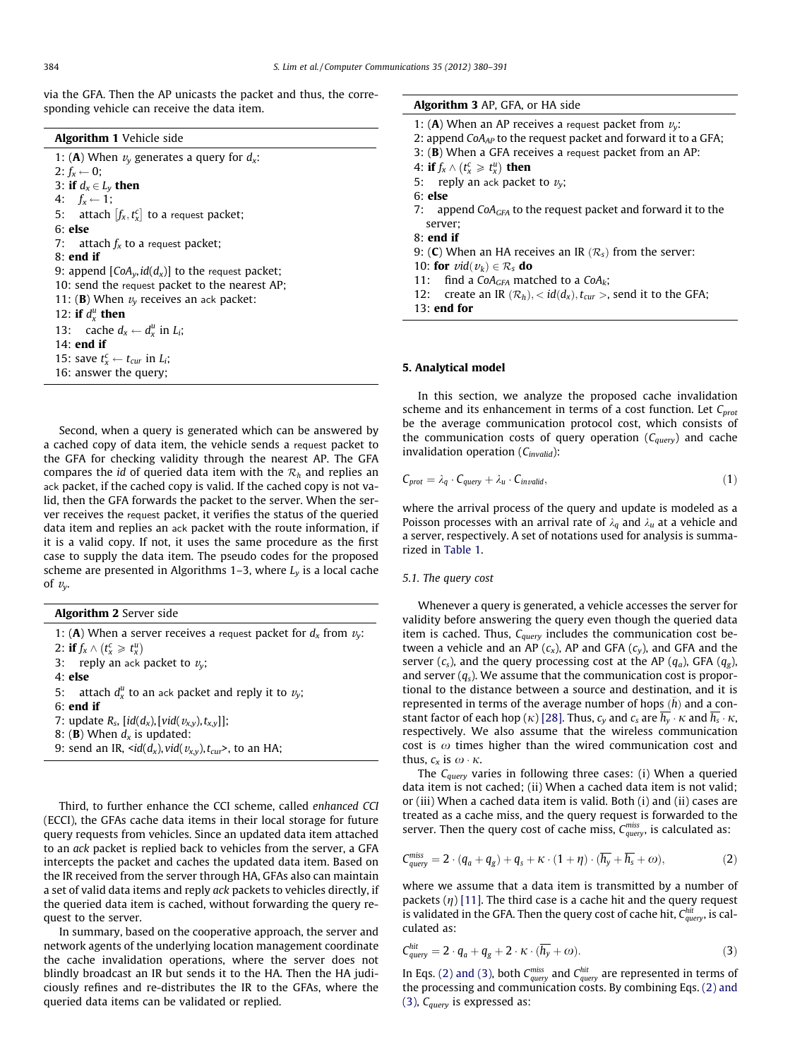via the GFA. Then the AP unicasts the packet and thus, the corresponding vehicle can receive the data item.

**Algorithm 1** Vehicle side

```
1: (A) When v_y generates a query for d_x:
2: f_x ← 0;
3: if d_x ∈ L_y then
4:    f_x ← 1;
5:    attach [f_x, t_x^c] to a request packet;
6: else
7:    attach f_x to a request packet;
8: end if
9: append [CoA_y, id(d_x)] to the request packet;
10: send the request packet to the nearest AP;
11: (B) When v_y receives an ack packet:
12: if d_x^u then
13:    cache d_x ← d_x^u in L_i;
14: end if
15: save t_x^c ← t_cur in L_i;
16: answer the query;
```

Second, when a query is generated which can be answered by a cached copy of data item, the vehicle sends a request packet to the GFA for checking validity through the nearest AP. The GFA compares the *id* of queried data item with the $\mathcal{R}_h$ and replies an ack packet, if the cached copy is valid. If the cached copy is not valid, then the GFA forwards the packet to the server. When the server receives the request packet, it verifies the status of the queried data item and replies an ack packet with the route information, if it is a valid copy. If not, it uses the same procedure as the first case to supply the data item. The pseudo codes for the proposed scheme are presented in Algorithms 1–3, where $L_y$ is a local cache of $v_y$.

**Algorithm 2** Server side

```
1: (A) When a server receives a request packet for d_x from v_y:
2: if f_x ∧ (t_x^c ≥ t_x^u)
3:    reply an ack packet to v_y;
4: else
5:    attach d_x^u to an ack packet and reply it to v_y;
6: end if
7: update R_s, [id(d_x), [vid(v_{x,y}), t_{x,y}]];
8: (B) When d_x is updated:
9: send an IR, <id(d_x), vid(v_{x,y}), t_cur>, to an HA;
```

Third, to further enhance the CCI scheme, called *enhanced CCI* (ECCI), the GFAs cache data items in their local storage for future query requests from vehicles. Since an updated data item attached to an *ack* packet is replied back to vehicles from the server, a GFA intercepts the packet and caches the updated data item. Based on the IR received from the server through HA, GFAs also can maintain a set of valid data items and reply *ack* packets to vehicles directly, if the queried data item is cached, without forwarding the query request to the server.

In summary, based on the cooperative approach, the server and network agents of the underlying location management coordinate the cache invalidation operations, where the server does not blindly broadcast an IR but sends it to the HA. Then the HA judiciously refines and re-distributes the IR to the GFAs, where the queried data items can be validated or replied.

**Algorithm 3** AP, GFA, or HA side

```
1: (A) When an AP receives a request packet from v_y:
2: append CoA_AP to the request packet and forward it to a GFA;
3: (B) When a GFA receives a request packet from an AP:
4: if f_x ∧ (t_x^c ≥ t_x^u) then
5:    reply an ack packet to v_y;
6: else
7:    append CoA_GFA to the request packet and forward it to the
      server;
8: end if
9: (C) When an HA receives an IR (R_s) from the server:
10: for vid(v_k) ∈ R_s do
11:    find a CoA_GFA matched to a CoA_k;
12:    create an IR (R_h), < id(d_x), t_cur >, send it to the GFA;
13: end for
```

## 5. Analytical model

In this section, we analyze the proposed cache invalidation scheme and its enhancement in terms of a cost function. Let $C_{prot}$ be the average communication protocol cost, which consists of the communication costs of query operation ($C_{query}$) and cache invalidation operation ($C_{invalid}$):

$$C_{prot} = \lambda_q \cdot C_{query} + \lambda_u \cdot C_{invalid}, \tag{1}$$

where the arrival process of the query and update is modeled as a Poisson processes with an arrival rate of $\lambda_q$ and $\lambda_u$ at a vehicle and a server, respectively. A set of notations used for analysis is summarized in Table 1.

### 5.1. The query cost

Whenever a query is generated, a vehicle accesses the server for validity before answering the query even though the queried data item is cached. Thus, $C_{query}$ includes the communication cost between a vehicle and an AP ($c_x$), AP and GFA ($c_y$), and GFA and the server ($c_s$), and the query processing cost at the AP ($q_a$), GFA ($q_g$), and server ($q_s$). We assume that the communication cost is proportional to the distance between a source and destination, and it is represented in terms of the average number of hops ($\bar{h}$) and a constant factor of each hop ($\kappa$) [28]. Thus, $c_y$ and $c_s$ are $\overline{h_y} \cdot \kappa$ and $\overline{h_s} \cdot \kappa$, respectively. We also assume that the wireless communication cost is $\omega$ times higher than the wired communication cost and thus, $c_x$ is $\omega \cdot \kappa$.

The $C_{query}$ varies in following three cases: (i) When a queried data item is not cached; (ii) When a cached data item is not valid; or (iii) When a cached data item is valid. Both (i) and (ii) cases are treated as a cache miss, and the query request is forwarded to the server. Then the query cost of cache miss, $C_{query}^{miss}$, is calculated as:

$$C_{query}^{miss} = 2 \cdot (q_a + q_g) + q_s + \kappa \cdot (1 + \eta) \cdot (\overline{h_y} + \overline{h_s} + \omega), \tag{2}$$

where we assume that a data item is transmitted by a number of packets ($\eta$) [11]. The third case is a cache hit and the query request is validated in the GFA. Then the query cost of cache hit, $C_{query}^{hit}$, is calculated as:

$$C_{query}^{hit} = 2 \cdot q_a + q_g + 2 \cdot \kappa \cdot (\overline{h_y} + \omega). \tag{3}$$

In Eqs. (2) and (3), both $C_{query}^{miss}$ and $C_{query}^{hit}$ are represented in terms of the processing and communication costs. By combining Eqs. (2) and (3), $C_{query}$ is expressed as: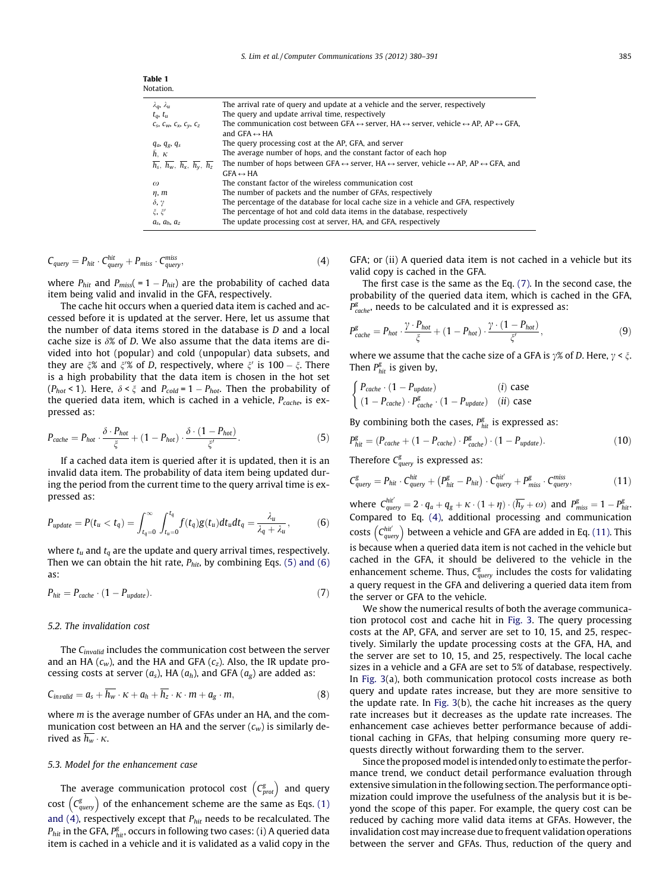**Table 1**
Notation.

| | |
|---|---|
| $\lambda_q$, $\lambda_u$ | The arrival rate of query and update at a vehicle and the server, respectively |
| $t_q$, $t_u$ | The query and update arrival time, respectively |
| $c_s$, $c_w$, $c_x$, $c_y$, $c_z$ | The communication cost between GFA ↔ server, HA ↔ server, vehicle ↔ AP, AP ↔ GFA, and GFA ↔ HA |
| $q_a$, $q_g$, $q_s$ | The query processing cost at the AP, GFA, and server |
| $\bar{h}$, $\kappa$ | The average number of hops, and the constant factor of each hop |
| $\overline{h_s}$, $\overline{h_w}$, $\overline{h_x}$, $\overline{h_y}$, $\overline{h_z}$ | The number of hops between GFA ↔ server, HA ↔ server, vehicle ↔ AP, AP ↔ GFA, and GFA ↔ HA |
| $\omega$ | The constant factor of the wireless communication cost |
| $\eta$, $m$ | The number of packets and the number of GFAs, respectively |
| $\delta$, $\gamma$ | The percentage of the database for local cache size in a vehicle and GFA, respectively |
| $\xi$, $\xi'$ | The percentage of hot and cold data items in the database, respectively |
| $a_s$, $a_h$, $a_z$ | The update processing cost at server, HA, and GFA, respectively |

$$C_{query} = P_{hit} \cdot C_{query}^{hit} + P_{miss} \cdot C_{query}^{miss}, \tag{4}$$

where $P_{hit}$ and $P_{miss}(= 1 - P_{hit})$ are the probability of cached data item being valid and invalid in the GFA, respectively.

The cache hit occurs when a queried data item is cached and accessed before it is updated at the server. Here, let us assume that the number of data items stored in the database is $D$ and a local cache size is $\delta$% of $D$. We also assume that the data items are divided into hot (popular) and cold (unpopular) data subsets, and they are $\xi$% and $\xi'$% of $D$, respectively, where $\xi'$ is $100 - \xi$. There is a high probability that the data item is chosen in the hot set ($P_{hot} < 1$). Here, $\delta < \xi$ and $P_{cold} = 1 - P_{hot}$. Then the probability of the queried data item, which is cached in a vehicle, $P_{cache}$, is expressed as:

$$P_{cache} = P_{hot} \cdot \frac{\delta \cdot P_{hot}}{\xi} + (1 - P_{hot}) \cdot \frac{\delta \cdot (1 - P_{hot})}{\xi'}. \tag{5}$$

If a cached data item is queried after it is updated, then it is an invalid data item. The probability of data item being updated during the period from the current time to the query arrival time is expressed as:

$$P_{update} = P(t_u < t_q) = \int_{t_q=0}^{\infty} \int_{t_u=0}^{t_q} f(t_q) g(t_u) dt_u dt_q = \frac{\lambda_u}{\lambda_q + \lambda_u}, \tag{6}$$

where $t_u$ and $t_q$ are the update and query arrival times, respectively. Then we can obtain the hit rate, $P_{hit}$, by combining Eqs. (5) and (6) as:

$$P_{hit} = P_{cache} \cdot (1 - P_{update}). \tag{7}$$

### 5.2. The invalidation cost

The $C_{invalid}$ includes the communication cost between the server and an HA ($c_w$), and the HA and GFA ($c_z$). Also, the IR update processing costs at server ($a_s$), HA ($a_h$), and GFA ($a_g$) are added as:

$$C_{invalid} = a_s + \overline{h_w} \cdot \kappa + a_h + \overline{h_z} \cdot \kappa \cdot m + a_g \cdot m, \tag{8}$$

where $m$ is the average number of GFAs under an HA, and the communication cost between an HA and the server ($c_w$) is similarly derived as $\overline{h_w} \cdot \kappa$.

### 5.3. Model for the enhancement case

The average communication protocol cost $\left(C_{prot}^{g}\right)$ and query cost $\left(C_{query}^{g}\right)$ of the enhancement scheme are the same as Eqs. (1) and (4), respectively except that $P_{hit}$ needs to be recalculated. The $P_{hit}$ in the GFA, $P_{hit}^{g}$, occurs in following two cases: (i) A queried data item is cached in a vehicle and it is validated as a valid copy in the GFA; or (ii) A queried data item is not cached in a vehicle but its valid copy is cached in the GFA.

The first case is the same as the Eq. (7). In the second case, the probability of the queried data item, which is cached in the GFA, $P_{cache}^{g}$, needs to be calculated and it is expressed as:

$$P_{cache}^{g} = P_{hot} \cdot \frac{\gamma \cdot P_{hot}}{\xi} + (1 - P_{hot}) \cdot \frac{\gamma \cdot (1 - P_{hot})}{\xi'}, \tag{9}$$

where we assume that the cache size of a GFA is $\gamma$% of $D$. Here, $\gamma < \xi$. Then $P_{hit}^{g}$ is given by,

$$\begin{cases} P_{cache} \cdot (1 - P_{update}) & (i) \text{ case} \\ (1 - P_{cache}) \cdot P_{cache}^{g} \cdot (1 - P_{update}) & (ii) \text{ case} \end{cases}$$

By combining both the cases, $P_{hit}^{g}$ is expressed as:

$$P_{hit}^{g} = (P_{cache} + (1 - P_{cache}) \cdot P_{cache}^{g}) \cdot (1 - P_{update}). \tag{10}$$

Therefore $C_{query}^{g}$ is expressed as:

$$C_{query}^{g} = P_{hit} \cdot C_{query}^{hit} + \left(P_{hit}^{g} - P_{hit}\right) \cdot C_{query}^{hit'} + P_{miss}^{g} \cdot C_{query}^{miss}, \tag{11}$$

where $C_{query}^{hit'} = 2 \cdot q_a + q_g + \kappa \cdot (1 + \eta) \cdot (\overline{h_y} + \omega)$ and $P_{miss}^{g} = 1 - P_{hit}^{g}$. Compared to Eq. (4), additional processing and communication costs $\left(C_{query}^{hit'}\right)$ between a vehicle and GFA are added in Eq. (11). This is because when a queried data item is not cached in the vehicle but cached in the GFA, it should be delivered to the vehicle in the enhancement scheme. Thus, $C_{query}^{g}$ includes the costs for validating a query request in the GFA and delivering a queried data item from the server or GFA to the vehicle.

We show the numerical results of both the average communication protocol cost and cache hit in Fig. 3. The query processing costs at the AP, GFA, and server are set to 10, 15, and 25, respectively. Similarly the update processing costs at the GFA, HA, and the server are set to 10, 15, and 25, respectively. The local cache sizes in a vehicle and a GFA are set to 5% of database, respectively. In Fig. 3(a), both communication protocol costs increase as both query and update rates increase, but they are more sensitive to the update rate. In Fig. 3(b), the cache hit increases as the query rate increases but it decreases as the update rate increases. The enhancement case achieves better performance because of additional caching in GFAs, that helping consuming more query requests directly without forwarding them to the server.

Since the proposed model is intended only to estimate the performance trend, we conduct detail performance evaluation through extensive simulation in the following section. The performance optimization could improve the usefulness of the analysis but it is beyond the scope of this paper. For example, the query cost can be reduced by caching more valid data items at GFAs. However, the invalidation cost may increase due to frequent validation operations between the server and GFAs. Thus, reduction of the query and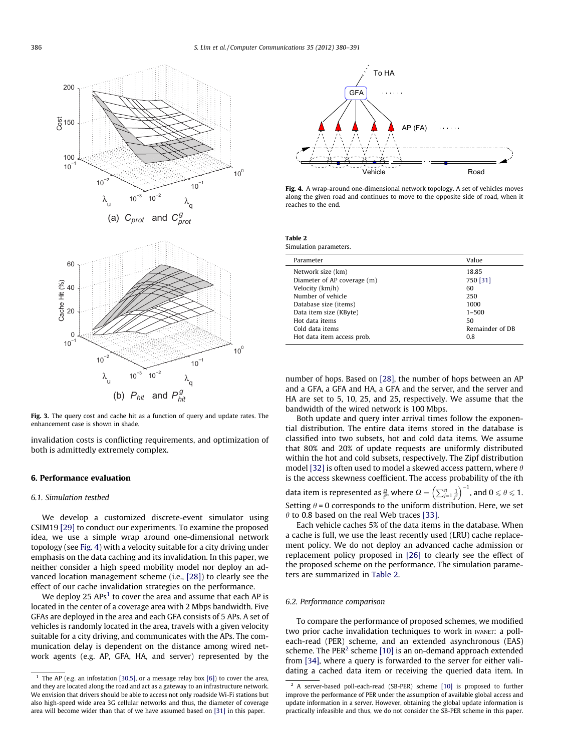Fig. 3. The query cost and cache hit as a function of query and update rates. The enhancement case is shown in shade.

invalidation costs is conflicting requirements, and optimization of both is admittedly extremely complex.

## 6. Performance evaluation

### 6.1. Simulation testbed

We develop a customized discrete-event simulator using CSIM19 [29] to conduct our experiments. To examine the proposed idea, we use a simple wrap around one-dimensional network topology (see Fig. 4) with a velocity suitable for a city driving under emphasis on the data caching and its invalidation. In this paper, we neither consider a high speed mobility model nor deploy an advanced location management scheme (i.e., [28]) to clearly see the effect of our cache invalidation strategies on the performance.

We deploy 25 APs[1] to cover the area and assume that each AP is located in the center of a coverage area with 2 Mbps bandwidth. Five GFAs are deployed in the area and each GFA consists of 5 APs. A set of vehicles is randomly located in the area, travels with a given velocity suitable for a city driving, and communicates with the APs. The communication delay is dependent on the distance among wired network agents (e.g. AP, GFA, HA, and server) represented by the number of hops. Based on [28], the number of hops between an AP and a GFA, a GFA and HA, a GFA and the server, and the server and HA are set to 5, 10, 25, and 25, respectively. We assume that the bandwidth of the wired network is 100 Mbps.

Fig. 4. A wrap-around one-dimensional network topology. A set of vehicles moves along the given road and continues to move to the opposite side of road, when it reaches to the end.

**Table 2**
Simulation parameters.

| Parameter | Value |
|---|---|
| Network size (km) | 18.85 |
| Diameter of AP coverage (m) | 750 [31] |
| Velocity (km/h) | 60 |
| Number of vehicle | 250 |
| Database size (items) | 1000 |
| Data item size (KByte) | 1–500 |
| Hot data items | 50 |
| Cold data items | Remainder of DB |
| Hot data item access prob. | 0.8 |

Both update and query inter arrival times follow the exponential distribution. The entire data items stored in the database is classified into two subsets, hot and cold data items. We assume that 80% and 20% of update requests are uniformly distributed within the hot and cold subsets, respectively. The Zipf distribution model [32] is often used to model a skewed access pattern, where $\theta$ is the access skewness coefficient. The access probability of the $i$th data item is represented as $\frac{\Omega}{i^{\theta}}$, where $\Omega = \left(\sum_{j=1}^{n} \frac{1}{j^{\theta}}\right)^{-1}$, and $0 \leqslant \theta \leqslant 1$. Setting $\theta = 0$ corresponds to the uniform distribution. Here, we set $\theta$ to 0.8 based on the real Web traces [33].

Each vehicle caches 5% of the data items in the database. When a cache is full, we use the least recently used (LRU) cache replacement policy. We do not deploy an advanced cache admission or replacement policy proposed in [26] to clearly see the effect of the proposed scheme on the performance. The simulation parameters are summarized in Table 2.

### 6.2. Performance comparison

To compare the performance of proposed schemes, we modified two prior cache invalidation techniques to work in IVANET: a poll-each-read (PER) scheme, and an extended asynchronous (EAS) scheme. The PER[2] scheme [10] is an on-demand approach extended from [34], where a query is forwarded to the server for either validating a cached data item or receiving the queried data item. In

[1] The AP (e.g. an infostation [30,5], or a message relay box [6]) to cover the area, and they are located along the road and act as a gateway to an infrastructure network. We envision that drivers should be able to access not only roadside Wi-Fi stations but also high-speed wide area 3G cellular networks and thus, the diameter of coverage area will become wider than that of we have assumed based on [31] in this paper.

[2] A server-based poll-each-read (SB-PER) scheme [10] is proposed to further improve the performance of PER under the assumption of available global access and update information in a server. However, obtaining the global update information is practically infeasible and thus, we do not consider the SB-PER scheme in this paper.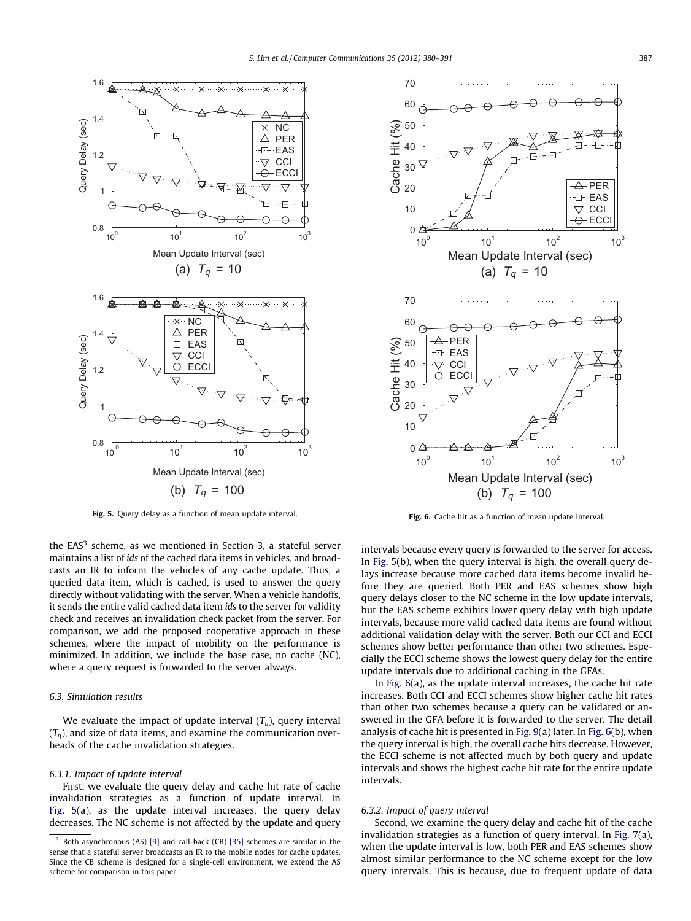Fig. 5. Query delay as a function of mean update interval.

Fig. 6. Cache hit as a function of mean update interval.

the EAS[3] scheme, as we mentioned in Section 3, a stateful server maintains a list of *ids* of the cached data items in vehicles, and broadcasts an IR to inform the vehicles of any cache update. Thus, a queried data item, which is cached, is used to answer the query directly without validating with the server. When a vehicle handoffs, it sends the entire valid cached data item *ids* to the server for validity check and receives an invalidation check packet from the server. For comparison, we add the proposed cooperative approach in these schemes, where the impact of mobility on the performance is minimized. In addition, we include the base case, no cache (NC), where a query request is forwarded to the server always.

### 6.3. Simulation results

We evaluate the impact of update interval ($T_u$), query interval ($T_q$), and size of data items, and examine the communication overheads of the cache invalidation strategies.

#### 6.3.1. Impact of update interval

First, we evaluate the query delay and cache hit rate of cache invalidation strategies as a function of update interval. In Fig. 5(a), as the update interval increases, the query delay decreases. The NC scheme is not affected by the update and query intervals because every query is forwarded to the server for access. In Fig. 5(b), when the query interval is high, the overall query delays increase because more cached data items become invalid before they are queried. Both PER and EAS schemes show high query delays closer to the NC scheme in the low update intervals, but the EAS scheme exhibits lower query delay with high update intervals, because more valid cached data items are found without additional validation delay with the server. Both our CCI and ECCI schemes show better performance than other two schemes. Especially the ECCI scheme shows the lowest query delay for the entire update intervals due to additional caching in the GFAs.

In Fig. 6(a), as the update interval increases, the cache hit rate increases. Both CCI and ECCI schemes show higher cache hit rates than other two schemes because a query can be validated or answered in the GFA before it is forwarded to the server. The detail analysis of cache hit is presented in Fig. 9(a) later. In Fig. 6(b), when the query interval is high, the overall cache hits decrease. However, the ECCI scheme is not affected much by both query and update intervals and shows the highest cache hit rate for the entire update intervals.

#### 6.3.2. Impact of query interval

Second, we examine the query delay and cache hit of the cache invalidation strategies as a function of query interval. In Fig. 7(a), when the update interval is low, both PER and EAS schemes show almost similar performance to the NC scheme except for the low query intervals. This is because, due to frequent update of data

[3] Both asynchronous (AS) [9] and call-back (CB) [35] schemes are similar in the sense that a stateful server broadcasts an IR to the mobile nodes for cache updates. Since the CB scheme is designed for a single-cell environment, we extend the AS scheme for comparison in this paper.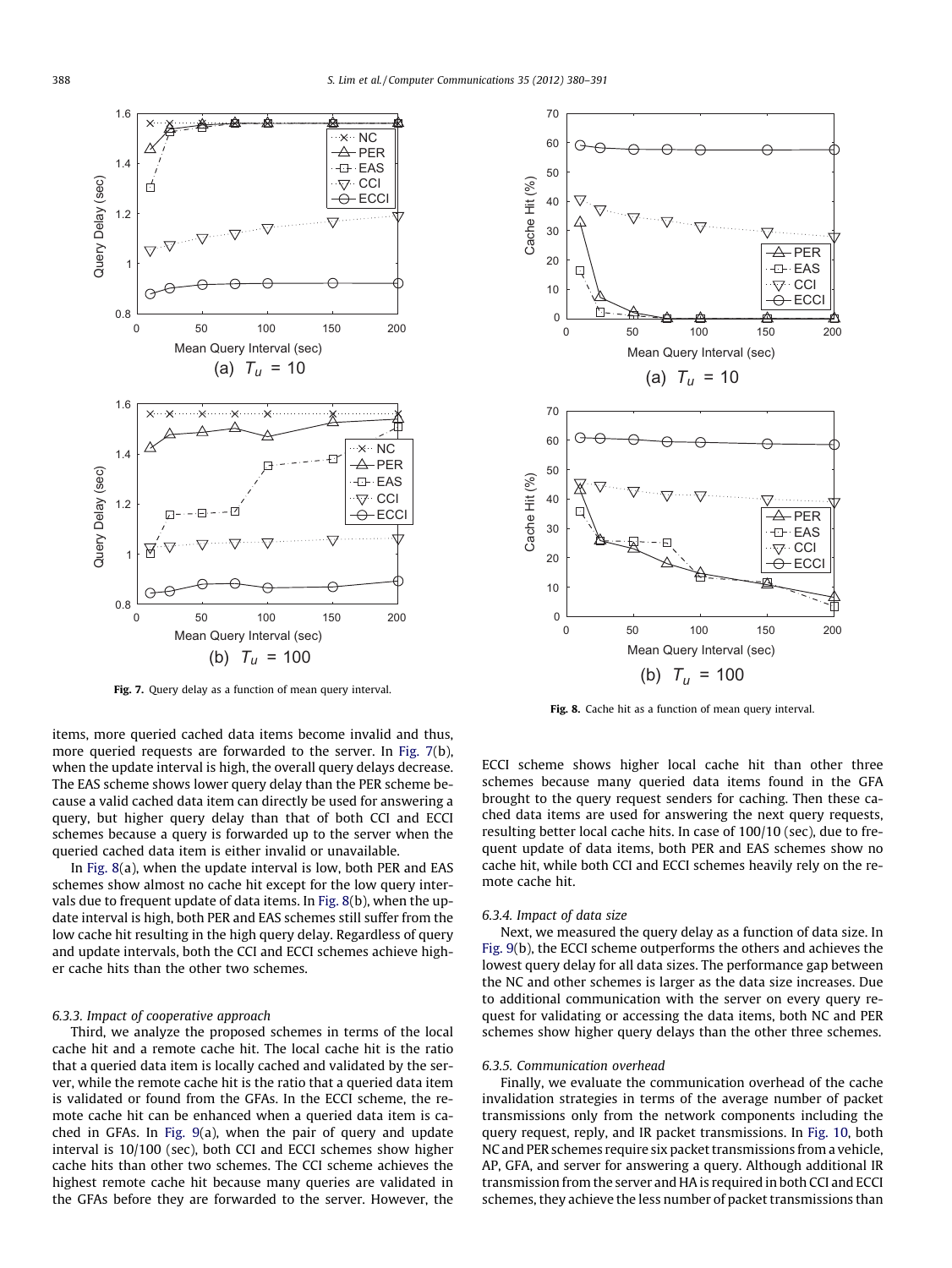Fig. 7. Query delay as a function of mean query interval.

Fig. 8. Cache hit as a function of mean query interval.

items, more queried cached data items become invalid and thus, more queried requests are forwarded to the server. In Fig. 7(b), when the update interval is high, the overall query delays decrease. The EAS scheme shows lower query delay than the PER scheme because a valid cached data item can directly be used for answering a query, but higher query delay than that of both CCI and ECCI schemes because a query is forwarded up to the server when the queried cached data item is either invalid or unavailable.

In Fig. 8(a), when the update interval is low, both PER and EAS schemes show almost no cache hit except for the low query intervals due to frequent update of data items. In Fig. 8(b), when the update interval is high, both PER and EAS schemes still suffer from the low cache hit resulting in the high query delay. Regardless of query and update intervals, both the CCI and ECCI schemes achieve higher cache hits than the other two schemes.

### 6.3.3. Impact of cooperative approach

Third, we analyze the proposed schemes in terms of the local cache hit and a remote cache hit. The local cache hit is the ratio that a queried data item is locally cached and validated by the server, while the remote cache hit is the ratio that a queried data item is validated or found from the GFAs. In the ECCI scheme, the remote cache hit can be enhanced when a queried data item is cached in GFAs. In Fig. 9(a), when the pair of query and update interval is 10/100 (sec), both CCI and ECCI schemes show higher cache hits than other two schemes. The CCI scheme achieves the highest remote cache hit because many queries are validated in the GFAs before they are forwarded to the server. However, the ECCI scheme shows higher local cache hit than other three schemes because many queried data items found in the GFA brought to the query request senders for caching. Then these cached data items are used for answering the next query requests, resulting better local cache hits. In case of 100/10 (sec), due to frequent update of data items, both PER and EAS schemes show no cache hit, while both CCI and ECCI schemes heavily rely on the remote cache hit.

### 6.3.4. Impact of data size

Next, we measured the query delay as a function of data size. In Fig. 9(b), the ECCI scheme outperforms the others and achieves the lowest query delay for all data sizes. The performance gap between the NC and other schemes is larger as the data size increases. Due to additional communication with the server on every query request for validating or accessing the data items, both NC and PER schemes show higher query delays than the other three schemes.

### 6.3.5. Communication overhead

Finally, we evaluate the communication overhead of the cache invalidation strategies in terms of the average number of packet transmissions only from the network components including the query request, reply, and IR packet transmissions. In Fig. 10, both NC and PER schemes require six packet transmissions from a vehicle, AP, GFA, and server for answering a query. Although additional IR transmission from the server and HA is required in both CCI and ECCI schemes, they achieve the less number of packet transmissions than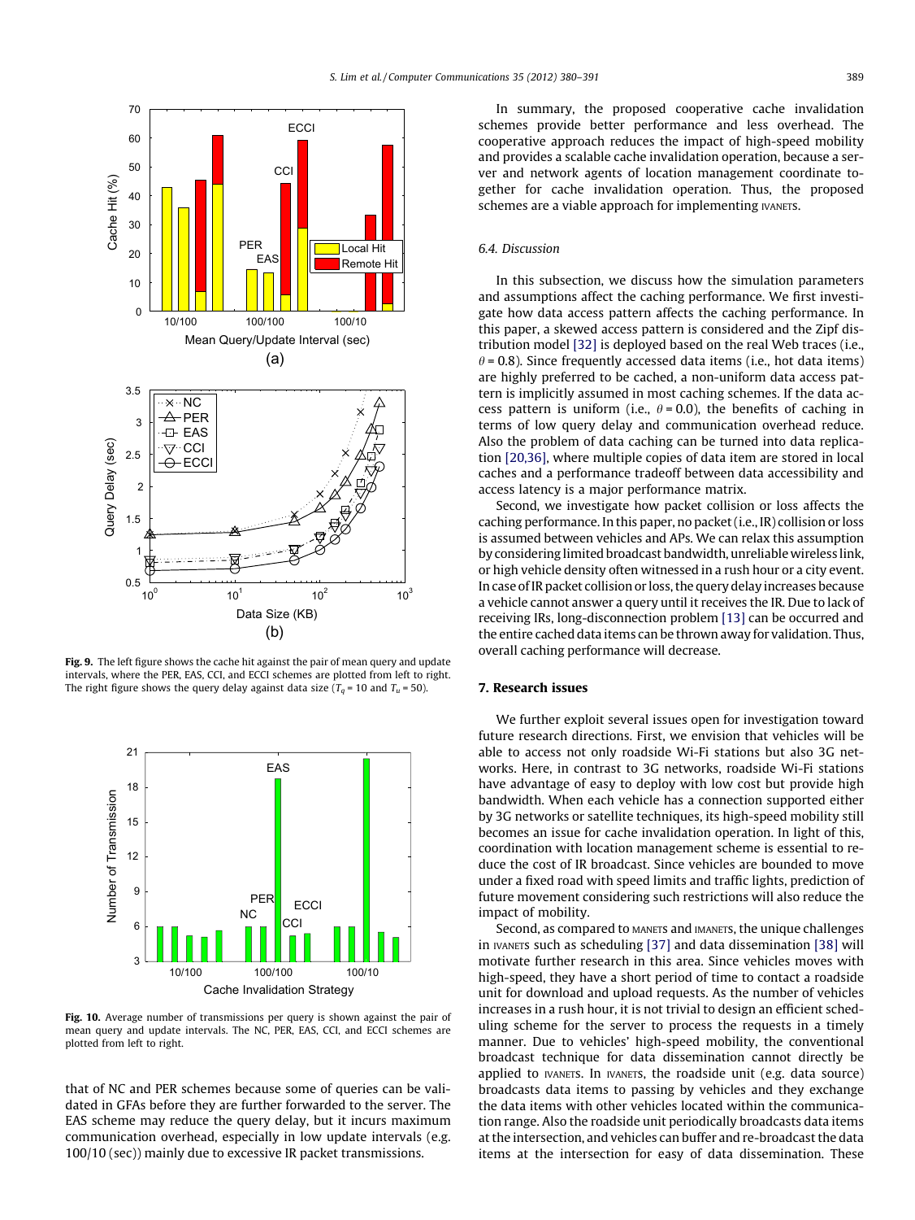**Fig. 9.** The left figure shows the cache hit against the pair of mean query and update intervals, where the PER, EAS, CCI, and ECCI schemes are plotted from left to right. The right figure shows the query delay against data size ($T_q = 10$ and $T_u = 50$).

**Fig. 10.** Average number of transmissions per query is shown against the pair of mean query and update intervals. The NC, PER, EAS, CCI, and ECCI schemes are plotted from left to right.

that of NC and PER schemes because some of queries can be validated in GFAs before they are further forwarded to the server. The EAS scheme may reduce the query delay, but it incurs maximum communication overhead, especially in low update intervals (e.g. 100/10 (sec)) mainly due to excessive IR packet transmissions.

In summary, the proposed cooperative cache invalidation schemes provide better performance and less overhead. The cooperative approach reduces the impact of high-speed mobility and provides a scalable cache invalidation operation, because a server and network agents of location management coordinate together for cache invalidation operation. Thus, the proposed schemes are a viable approach for implementing IVANETs.

### 6.4. Discussion

In this subsection, we discuss how the simulation parameters and assumptions affect the caching performance. We first investigate how data access pattern affects the caching performance. In this paper, a skewed access pattern is considered and the Zipf distribution model [32] is deployed based on the real Web traces (i.e., $\theta = 0.8$). Since frequently accessed data items (i.e., hot data items) are highly preferred to be cached, a non-uniform data access pattern is implicitly assumed in most caching schemes. If the data access pattern is uniform (i.e., $\theta = 0.0$), the benefits of caching in terms of low query delay and communication overhead reduce. Also the problem of data caching can be turned into data replication [20,36], where multiple copies of data item are stored in local caches and a performance tradeoff between data accessibility and access latency is a major performance matrix.

Second, we investigate how packet collision or loss affects the caching performance. In this paper, no packet (i.e., IR) collision or loss is assumed between vehicles and APs. We can relax this assumption by considering limited broadcast bandwidth, unreliable wireless link, or high vehicle density often witnessed in a rush hour or a city event. In case of IR packet collision or loss, the query delay increases because a vehicle cannot answer a query until it receives the IR. Due to lack of receiving IRs, long-disconnection problem [13] can be occurred and the entire cached data items can be thrown away for validation. Thus, overall caching performance will decrease.

## 7. Research issues

We further exploit several issues open for investigation toward future research directions. First, we envision that vehicles will be able to access not only roadside Wi-Fi stations but also 3G networks. Here, in contrast to 3G networks, roadside Wi-Fi stations have advantage of easy to deploy with low cost but provide high bandwidth. When each vehicle has a connection supported either by 3G networks or satellite techniques, its high-speed mobility still becomes an issue for cache invalidation operation. In light of this, coordination with location management scheme is essential to reduce the cost of IR broadcast. Since vehicles are bounded to move under a fixed road with speed limits and traffic lights, prediction of future movement considering such restrictions will also reduce the impact of mobility.

Second, as compared to MANETs and IMANETs, the unique challenges in IVANETs such as scheduling [37] and data dissemination [38] will motivate further research in this area. Since vehicles moves with high-speed, they have a short period of time to contact a roadside unit for download and upload requests. As the number of vehicles increases in a rush hour, it is not trivial to design an efficient scheduling scheme for the server to process the requests in a timely manner. Due to vehicles' high-speed mobility, the conventional broadcast technique for data dissemination cannot directly be applied to IVANETs. In IVANETs, the roadside unit (e.g. data source) broadcasts data items to passing by vehicles and they exchange the data items with other vehicles located within the communication range. Also the roadside unit periodically broadcasts data items at the intersection, and vehicles can buffer and re-broadcast the data items at the intersection for easy of data dissemination. These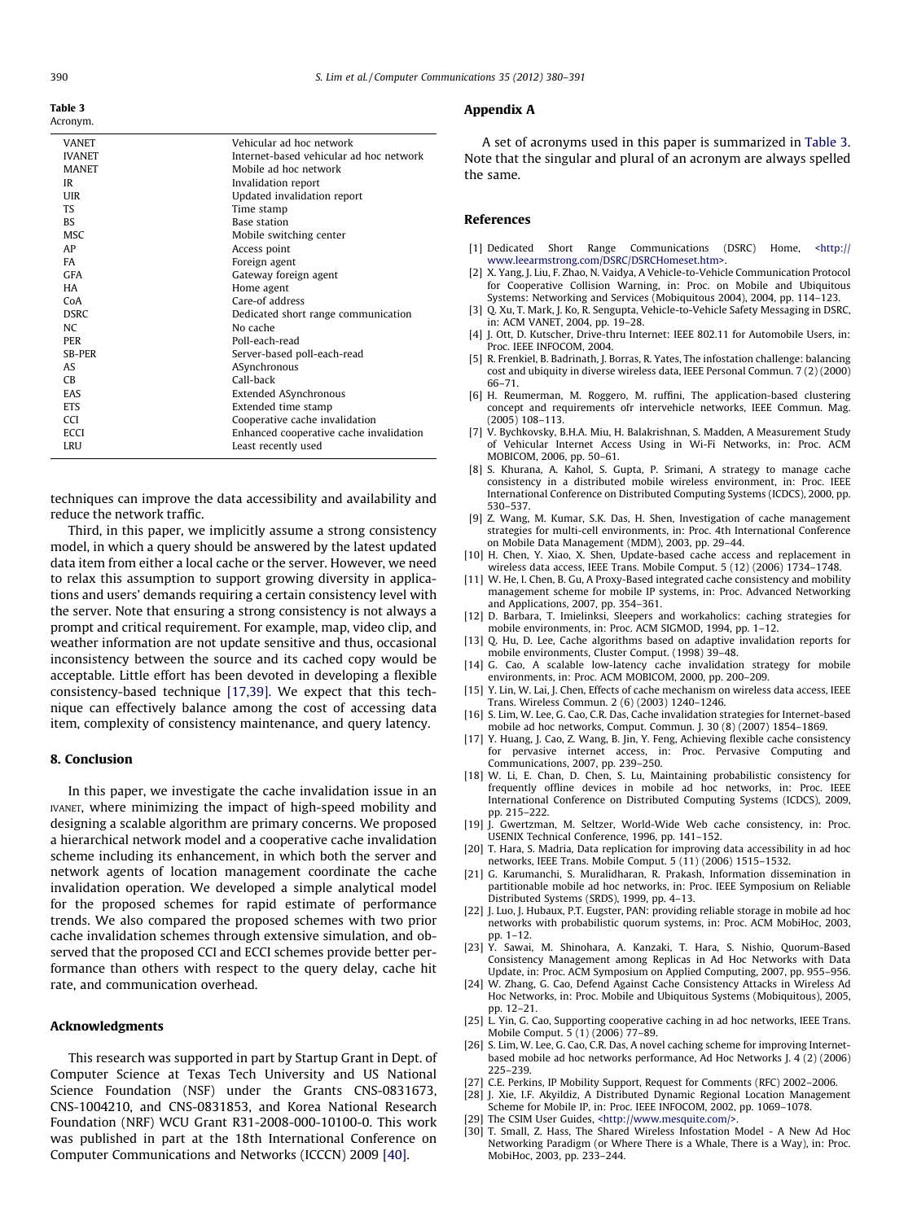**Table 3**
Acronym.

| | |
|---|---|
| VANET | Vehicular ad hoc network |
| IVANET | Internet-based vehicular ad hoc network |
| MANET | Mobile ad hoc network |
| IR | Invalidation report |
| UIR | Updated invalidation report |
| TS | Time stamp |
| BS | Base station |
| MSC | Mobile switching center |
| AP | Access point |
| FA | Foreign agent |
| GFA | Gateway foreign agent |
| HA | Home agent |
| CoA | Care-of address |
| DSRC | Dedicated short range communication |
| NC | No cache |
| PER | Poll-each-read |
| SB-PER | Server-based poll-each-read |
| AS | ASynchronous |
| CB | Call-back |
| EAS | Extended ASynchronous |
| ETS | Extended time stamp |
| CCI | Cooperative cache invalidation |
| ECCI | Enhanced cooperative cache invalidation |
| LRU | Least recently used |

techniques can improve the data accessibility and availability and reduce the network traffic.

Third, in this paper, we implicitly assume a strong consistency model, in which a query should be answered by the latest updated data item from either a local cache or the server. However, we need to relax this assumption to support growing diversity in applications and users' demands requiring a certain consistency level with the server. Note that ensuring a strong consistency is not always a prompt and critical requirement. For example, map, video clip, and weather information are not update sensitive and thus, occasional inconsistency between the source and its cached copy would be acceptable. Little effort has been devoted in developing a flexible consistency-based technique [17,39]. We expect that this technique can effectively balance among the cost of accessing data item, complexity of consistency maintenance, and query latency.

## 8. Conclusion

In this paper, we investigate the cache invalidation issue in an IVANET, where minimizing the impact of high-speed mobility and designing a scalable algorithm are primary concerns. We proposed a hierarchical network model and a cooperative cache invalidation scheme including its enhancement, in which both the server and network agents of location management coordinate the cache invalidation operation. We developed a simple analytical model for the proposed schemes for rapid estimate of performance trends. We also compared the proposed schemes with two prior cache invalidation schemes through extensive simulation, and observed that the proposed CCI and ECCI schemes provide better performance than others with respect to the query delay, cache hit rate, and communication overhead.

## Acknowledgments

This research was supported in part by Startup Grant in Dept. of Computer Science at Texas Tech University and US National Science Foundation (NSF) under the Grants CNS-0831673, CNS-1004210, and CNS-0831853, and Korea National Research Foundation (NRF) WCU Grant R31-2008-000-10100-0. This work was published in part at the 18th International Conference on Computer Communications and Networks (ICCCN) 2009 [40].

## Appendix A

A set of acronyms used in this paper is summarized in Table 3. Note that the singular and plural of an acronym are always spelled the same.

## References

[1] Dedicated Short Range Communications (DSRC) Home, <http://www.leearmstrong.com/DSRC/DSRCHomeset.htm>.
[2] X. Yang, J. Liu, F. Zhao, N. Vaidya, A Vehicle-to-Vehicle Communication Protocol for Cooperative Collision Warning, in: Proc. on Mobile and Ubiquitous Systems: Networking and Services (Mobiquitous 2004), 2004, pp. 114–123.
[3] Q. Xu, T. Mark, J. Ko, R. Sengupta, Vehicle-to-Vehicle Safety Messaging in DSRC, in: ACM VANET, 2004, pp. 19–28.
[4] J. Ott, D. Kutscher, Drive-thru Internet: IEEE 802.11 for Automobile Users, in: Proc. IEEE INFOCOM, 2004.
[5] R. Frenkiel, B. Badrinath, J. Borras, R. Yates, The infostation challenge: balancing cost and ubiquity in diverse wireless data, IEEE Personal Commun. 7 (2) (2000) 66–71.
[6] H. Reumerman, M. Roggero, M. ruffini, The application-based clustering concept and requirements ofr intervehicle networks, IEEE Commun. Mag. (2005) 108–113.
[7] V. Bychkovsky, B.H.A. Miu, H. Balakrishnan, S. Madden, A Measurement Study of Vehicular Internet Access Using in Wi-Fi Networks, in: Proc. ACM MOBICOM, 2006, pp. 50–61.
[8] S. Khurana, A. Kahol, S. Gupta, P. Srimani, A strategy to manage cache consistency in a distributed mobile wireless environment, in: Proc. IEEE International Conference on Distributed Computing Systems (ICDCS), 2000, pp. 530–537.
[9] Z. Wang, M. Kumar, S.K. Das, H. Shen, Investigation of cache management strategies for multi-cell environments, in: Proc. 4th International Conference on Mobile Data Management (MDM), 2003, pp. 29–44.
[10] H. Chen, Y. Xiao, X. Shen, Update-based cache access and replacement in wireless data access, IEEE Trans. Mobile Comput. 5 (12) (2006) 1734–1748.
[11] W. He, I. Chen, B. Gu, A Proxy-Based integrated cache consistency and mobility management scheme for mobile IP systems, in: Proc. Advanced Networking and Applications, 2007, pp. 354–361.
[12] D. Barbara, T. Imielinksi, Sleepers and workaholics: caching strategies for mobile environments, in: Proc. ACM SIGMOD, 1994, pp. 1–12.
[13] Q. Hu, D. Lee, Cache algorithms based on adaptive invalidation reports for mobile environments, Cluster Comput. (1998) 39–48.
[14] G. Cao, A scalable low-latency cache invalidation strategy for mobile environments, in: Proc. ACM MOBICOM, 2000, pp. 200–209.
[15] Y. Lin, W. Lai, J. Chen, Effects of cache mechanism on wireless data access, IEEE Trans. Wireless Commun. 2 (6) (2003) 1240–1246.
[16] S. Lim, W. Lee, G. Cao, C.R. Das, Cache invalidation strategies for Internet-based mobile ad hoc networks, Comput. Commun. J. 30 (8) (2007) 1854–1869.
[17] Y. Huang, J. Cao, Z. Wang, B. Jin, Y. Feng, Achieving flexible cache consistency for pervasive internet access, in: Proc. Pervasive Computing and Communications, 2007, pp. 239–250.
[18] W. Li, E. Chan, D. Chen, S. Lu, Maintaining probabilistic consistency for frequently offline devices in mobile ad hoc networks, in: Proc. IEEE International Conference on Distributed Computing Systems (ICDCS), 2009, pp. 215–222.
[19] J. Gwertzman, M. Seltzer, World-Wide Web cache consistency, in: Proc. USENIX Technical Conference, 1996, pp. 141–152.
[20] T. Hara, S. Madria, Data replication for improving data accessibility in ad hoc networks, IEEE Trans. Mobile Comput. 5 (11) (2006) 1515–1532.
[21] G. Karumanchi, S. Muralidharan, R. Prakash, Information dissemination in partitionable mobile ad hoc networks, in: Proc. IEEE Symposium on Reliable Distributed Systems (SRDS), 1999, pp. 4–13.
[22] J. Luo, J. Hubaux, P.T. Eugster, PAN: providing reliable storage in mobile ad hoc networks with probabilistic quorum systems, in: Proc. ACM MobiHoc, 2003, pp. 1–12.
[23] Y. Sawai, M. Shinohara, A. Kanzaki, T. Hara, S. Nishio, Quorum-Based Consistency Management among Replicas in Ad Hoc Networks with Data Update, in: Proc. ACM Symposium on Applied Computing, 2007, pp. 955–956.
[24] W. Zhang, G. Cao, Defend Against Cache Consistency Attacks in Wireless Ad Hoc Networks, in: Proc. Mobile and Ubiquitous Systems (Mobiquitous), 2005, pp. 12–21.
[25] L. Yin, G. Cao, Supporting cooperative caching in ad hoc networks, IEEE Trans. Mobile Comput. 5 (1) (2006) 77–89.
[26] S. Lim, W. Lee, G. Cao, C.R. Das, A novel caching scheme for improving Internet-based mobile ad hoc networks performance, Ad Hoc Networks J. 4 (2) (2006) 225–239.
[27] C.E. Perkins, IP Mobility Support, Request for Comments (RFC) 2002–2006.
[28] J. Xie, I.F. Akyildiz, A Distributed Dynamic Regional Location Management Scheme for Mobile IP, in: Proc. IEEE INFOCOM, 2002, pp. 1069–1078.
[29] The CSIM User Guides, <http://www.mesquite.com/>.
[30] T. Small, Z. Hass, The Shared Wireless Infostation Model - A New Ad Hoc Networking Paradigm (or Where There is a Whale, There is a Way), in: Proc. MobiHoc, 2003, pp. 233–244.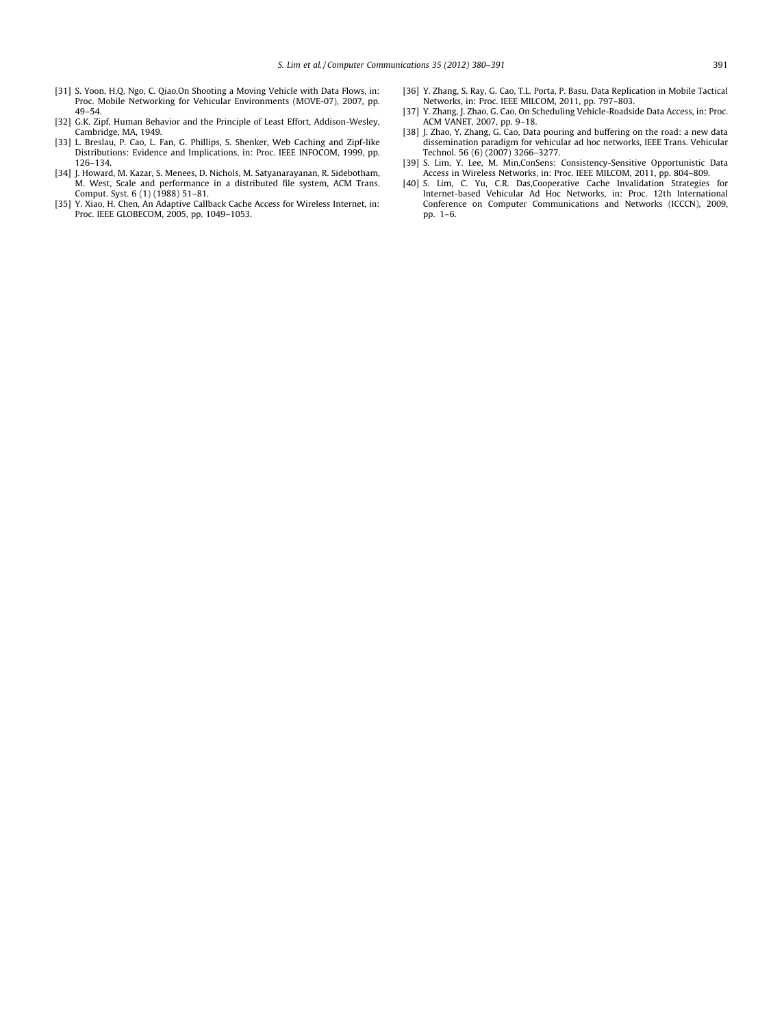[31] S. Yoon, H.Q. Ngo, C. Qiao,On Shooting a Moving Vehicle with Data Flows, in: Proc. Mobile Networking for Vehicular Environments (MOVE-07), 2007, pp. 49–54.

[32] G.K. Zipf, Human Behavior and the Principle of Least Effort, Addison-Wesley, Cambridge, MA, 1949.

[33] L. Breslau, P. Cao, L. Fan, G. Phillips, S. Shenker, Web Caching and Zipf-like Distributions: Evidence and Implications, in: Proc. IEEE INFOCOM, 1999, pp. 126–134.

[34] J. Howard, M. Kazar, S. Menees, D. Nichols, M. Satyanarayanan, R. Sidebotham, M. West, Scale and performance in a distributed file system, ACM Trans. Comput. Syst. 6 (1) (1988) 51–81.

[35] Y. Xiao, H. Chen, An Adaptive Callback Cache Access for Wireless Internet, in: Proc. IEEE GLOBECOM, 2005, pp. 1049–1053.

[36] Y. Zhang, S. Ray, G. Cao, T.L. Porta, P. Basu, Data Replication in Mobile Tactical Networks, in: Proc. IEEE MILCOM, 2011, pp. 797–803.

[37] Y. Zhang, J. Zhao, G. Cao, On Scheduling Vehicle-Roadside Data Access, in: Proc. ACM VANET, 2007, pp. 9–18.

[38] J. Zhao, Y. Zhang, G. Cao, Data pouring and buffering on the road: a new data dissemination paradigm for vehicular ad hoc networks, IEEE Trans. Vehicular Technol. 56 (6) (2007) 3266–3277.

[39] S. Lim, Y. Lee, M. Min,ConSens: Consistency-Sensitive Opportunistic Data Access in Wireless Networks, in: Proc. IEEE MILCOM, 2011, pp. 804–809.

[40] S. Lim, C. Yu, C.R. Das,Cooperative Cache Invalidation Strategies for Internet-based Vehicular Ad Hoc Networks, in: Proc. 12th International Conference on Computer Communications and Networks (ICCCN), 2009, pp. 1–6.